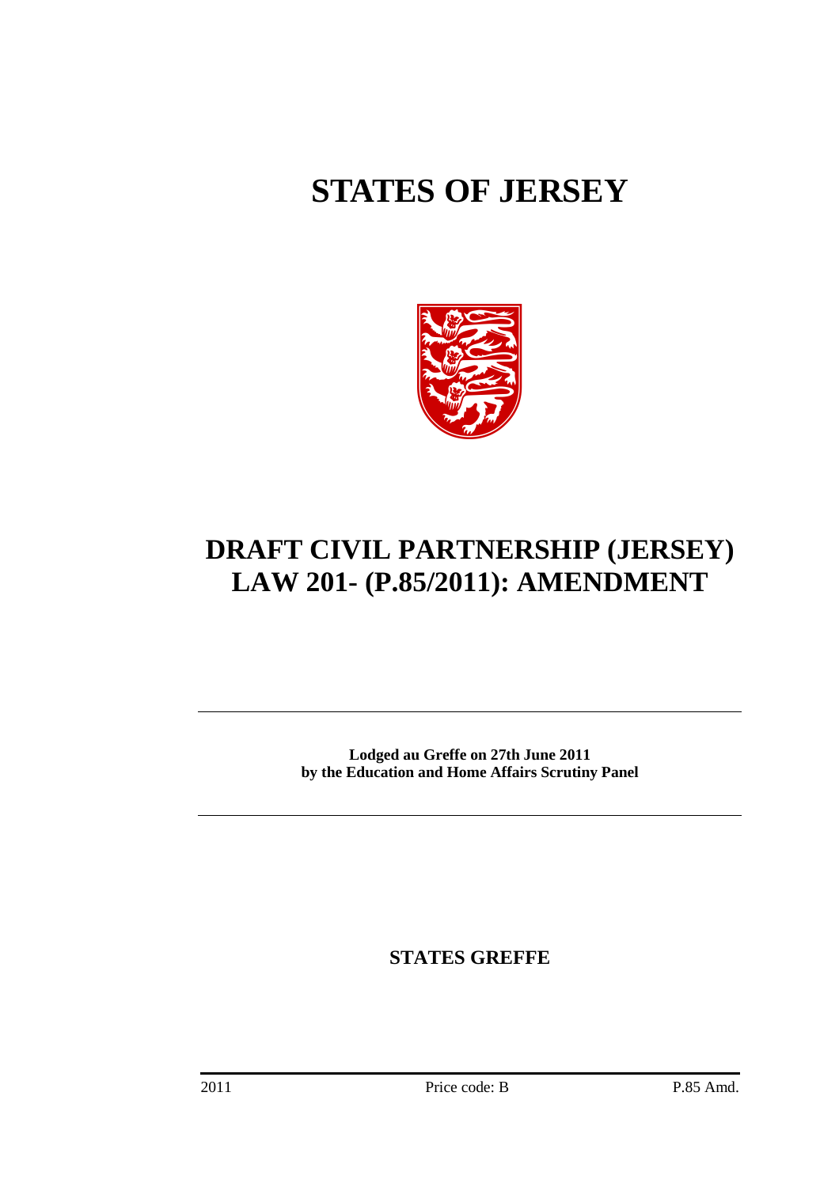# STATES OF JERSEY

## DRAFT CIVIL PARTNERSHIP (JERSEY) LAW 201- (P.85/2011): AMENDMENT

**Lodged au Greffe on 27th June 2011**
**by the Education and Home Affairs Scrutiny Panel**

**STATES GREFFE**

2011 Price code: B P.85 Amd.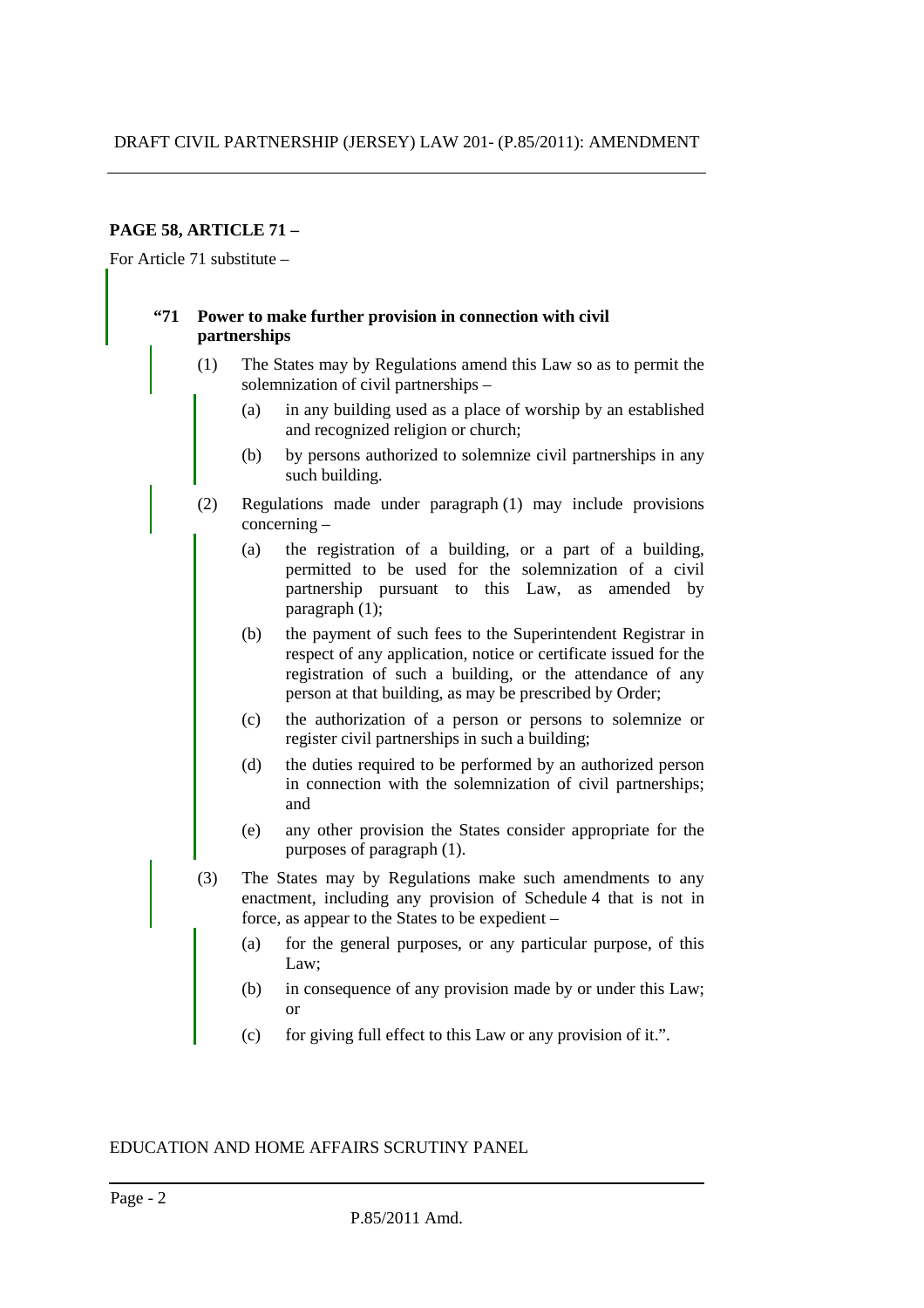**PAGE 58, ARTICLE 71 –**

For Article 71 substitute –

**"71 Power to make further provision in connection with civil partnerships**

(1) The States may by Regulations amend this Law so as to permit the solemnization of civil partnerships –

(a) in any building used as a place of worship by an established and recognized religion or church;

(b) by persons authorized to solemnize civil partnerships in any such building.

(2) Regulations made under paragraph (1) may include provisions concerning –

(a) the registration of a building, or a part of a building, permitted to be used for the solemnization of a civil partnership pursuant to this Law, as amended by paragraph (1);

(b) the payment of such fees to the Superintendent Registrar in respect of any application, notice or certificate issued for the registration of such a building, or the attendance of any person at that building, as may be prescribed by Order;

(c) the authorization of a person or persons to solemnize or register civil partnerships in such a building;

(d) the duties required to be performed by an authorized person in connection with the solemnization of civil partnerships; and

(e) any other provision the States consider appropriate for the purposes of paragraph (1).

(3) The States may by Regulations make such amendments to any enactment, including any provision of Schedule 4 that is not in force, as appear to the States to be expedient –

(a) for the general purposes, or any particular purpose, of this Law;

(b) in consequence of any provision made by or under this Law; or

(c) for giving full effect to this Law or any provision of it.".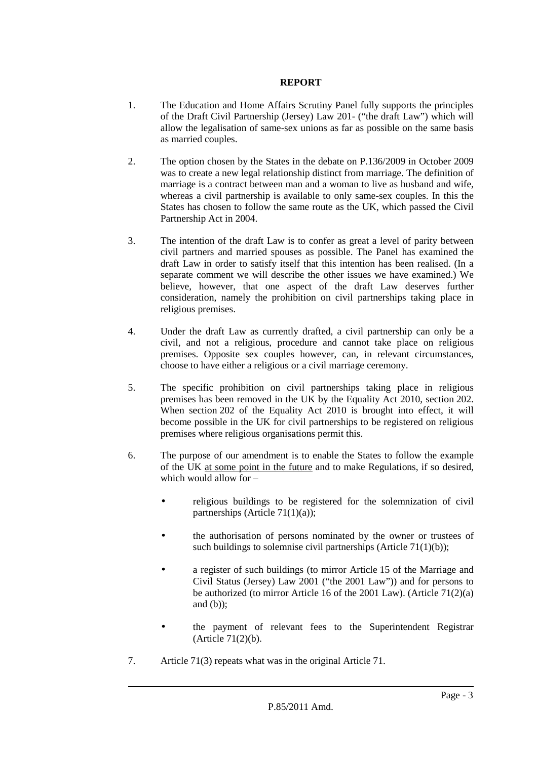**REPORT**

1. The Education and Home Affairs Scrutiny Panel fully supports the principles of the Draft Civil Partnership (Jersey) Law 201- ("the draft Law") which will allow the legalisation of same-sex unions as far as possible on the same basis as married couples.

2. The option chosen by the States in the debate on P.136/2009 in October 2009 was to create a new legal relationship distinct from marriage. The definition of marriage is a contract between man and a woman to live as husband and wife, whereas a civil partnership is available to only same-sex couples. In this the States has chosen to follow the same route as the UK, which passed the Civil Partnership Act in 2004.

3. The intention of the draft Law is to confer as great a level of parity between civil partners and married spouses as possible. The Panel has examined the draft Law in order to satisfy itself that this intention has been realised. (In a separate comment we will describe the other issues we have examined.) We believe, however, that one aspect of the draft Law deserves further consideration, namely the prohibition on civil partnerships taking place in religious premises.

4. Under the draft Law as currently drafted, a civil partnership can only be a civil, and not a religious, procedure and cannot take place on religious premises. Opposite sex couples however, can, in relevant circumstances, choose to have either a religious or a civil marriage ceremony.

5. The specific prohibition on civil partnerships taking place in religious premises has been removed in the UK by the Equality Act 2010, section 202. When section 202 of the Equality Act 2010 is brought into effect, it will become possible in the UK for civil partnerships to be registered on religious premises where religious organisations permit this.

6. The purpose of our amendment is to enable the States to follow the example of the UK <u>at some point in the future</u> and to make Regulations, if so desired, which would allow for –

   - religious buildings to be registered for the solemnization of civil partnerships (Article 71(1)(a));
   - the authorisation of persons nominated by the owner or trustees of such buildings to solemnise civil partnerships (Article 71(1)(b));
   - a register of such buildings (to mirror Article 15 of the Marriage and Civil Status (Jersey) Law 2001 ("the 2001 Law")) and for persons to be authorized (to mirror Article 16 of the 2001 Law). (Article 71(2)(a) and (b));
   - the payment of relevant fees to the Superintendent Registrar (Article 71(2)(b).

7. Article 71(3) repeats what was in the original Article 71.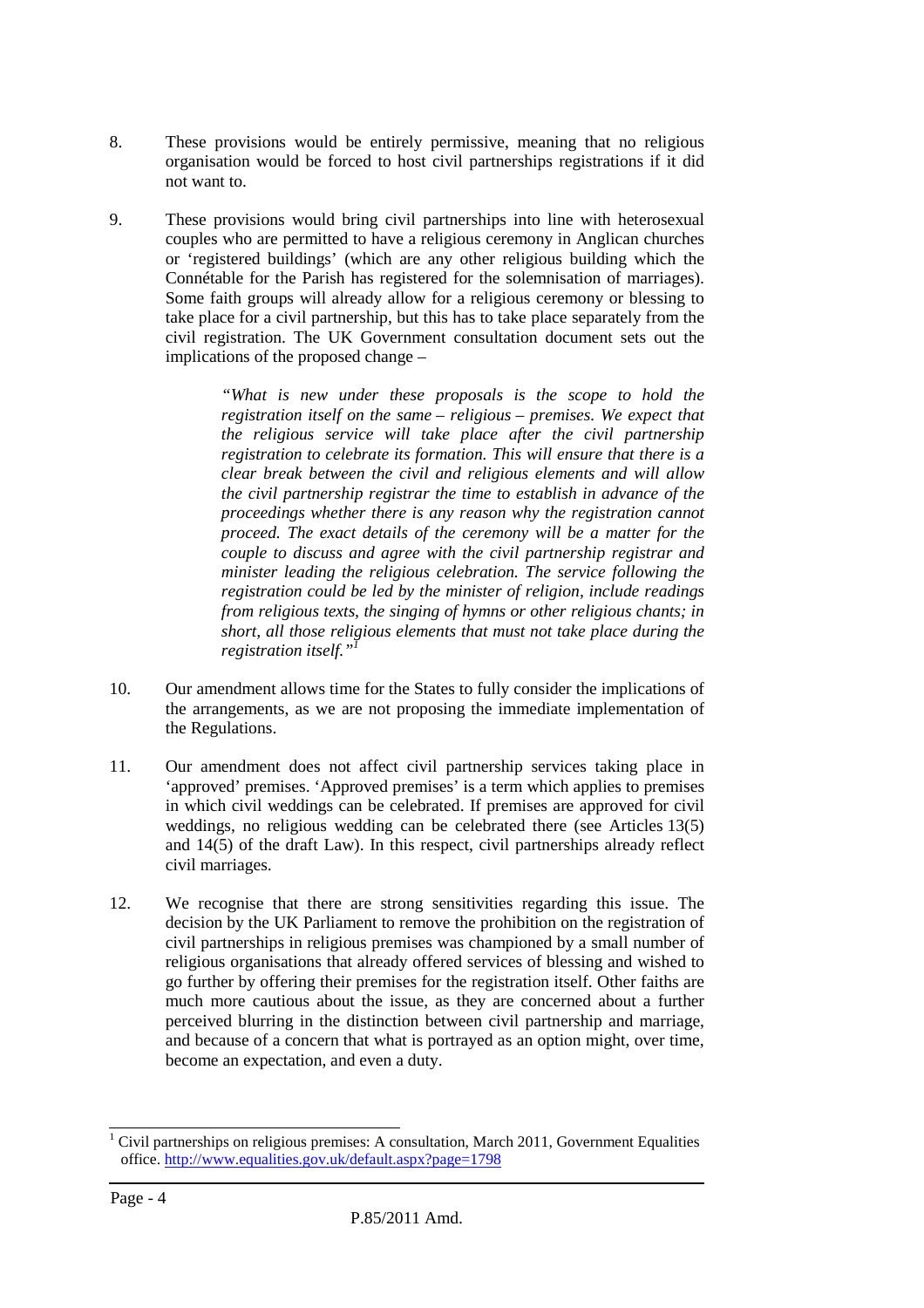8. These provisions would be entirely permissive, meaning that no religious organisation would be forced to host civil partnerships registrations if it did not want to.

9. These provisions would bring civil partnerships into line with heterosexual couples who are permitted to have a religious ceremony in Anglican churches or 'registered buildings' (which are any other religious building which the Connétable for the Parish has registered for the solemnisation of marriages). Some faith groups will already allow for a religious ceremony or blessing to take place for a civil partnership, but this has to take place separately from the civil registration. The UK Government consultation document sets out the implications of the proposed change –

> *"What is new under these proposals is the scope to hold the registration itself on the same – religious – premises. We expect that the religious service will take place after the civil partnership registration to celebrate its formation. This will ensure that there is a clear break between the civil and religious elements and will allow the civil partnership registrar the time to establish in advance of the proceedings whether there is any reason why the registration cannot proceed. The exact details of the ceremony will be a matter for the couple to discuss and agree with the civil partnership registrar and minister leading the religious celebration. The service following the registration could be led by the minister of religion, include readings from religious texts, the singing of hymns or other religious chants; in short, all those religious elements that must not take place during the registration itself."*[1]

10. Our amendment allows time for the States to fully consider the implications of the arrangements, as we are not proposing the immediate implementation of the Regulations.

11. Our amendment does not affect civil partnership services taking place in 'approved' premises. 'Approved premises' is a term which applies to premises in which civil weddings can be celebrated. If premises are approved for civil weddings, no religious wedding can be celebrated there (see Articles 13(5) and 14(5) of the draft Law). In this respect, civil partnerships already reflect civil marriages.

12. We recognise that there are strong sensitivities regarding this issue. The decision by the UK Parliament to remove the prohibition on the registration of civil partnerships in religious premises was championed by a small number of religious organisations that already offered services of blessing and wished to go further by offering their premises for the registration itself. Other faiths are much more cautious about the issue, as they are concerned about a further perceived blurring in the distinction between civil partnership and marriage, and because of a concern that what is portrayed as an option might, over time, become an expectation, and even a duty.

---

[1] Civil partnerships on religious premises: A consultation, March 2011, Government Equalities office. http://www.equalities.gov.uk/default.aspx?page=1798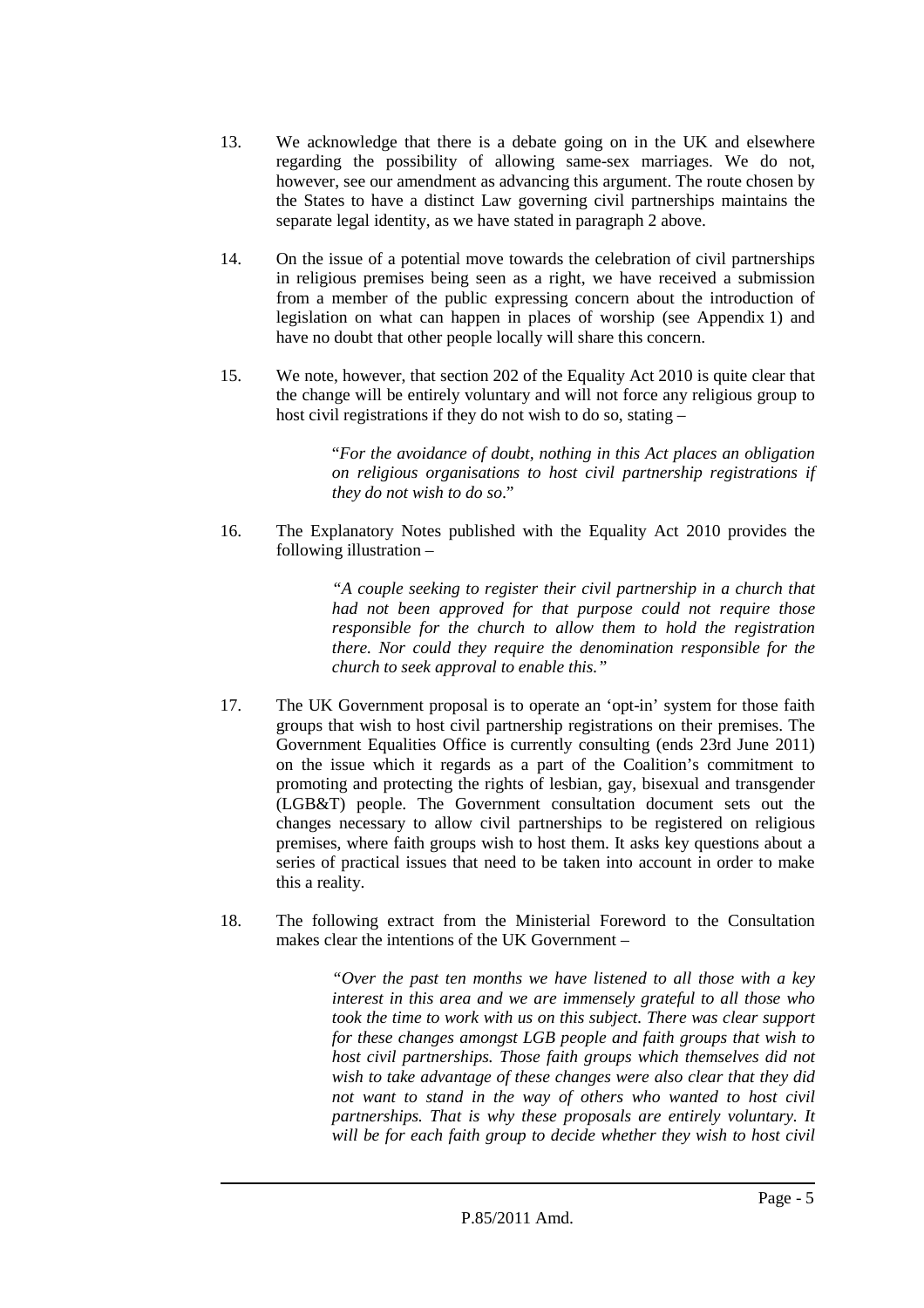13. We acknowledge that there is a debate going on in the UK and elsewhere regarding the possibility of allowing same-sex marriages. We do not, however, see our amendment as advancing this argument. The route chosen by the States to have a distinct Law governing civil partnerships maintains the separate legal identity, as we have stated in paragraph 2 above.

14. On the issue of a potential move towards the celebration of civil partnerships in religious premises being seen as a right, we have received a submission from a member of the public expressing concern about the introduction of legislation on what can happen in places of worship (see Appendix 1) and have no doubt that other people locally will share this concern.

15. We note, however, that section 202 of the Equality Act 2010 is quite clear that the change will be entirely voluntary and will not force any religious group to host civil registrations if they do not wish to do so, stating –

> "*For the avoidance of doubt, nothing in this Act places an obligation on religious organisations to host civil partnership registrations if they do not wish to do so*."

16. The Explanatory Notes published with the Equality Act 2010 provides the following illustration –

> *"A couple seeking to register their civil partnership in a church that had not been approved for that purpose could not require those responsible for the church to allow them to hold the registration there. Nor could they require the denomination responsible for the church to seek approval to enable this."*

17. The UK Government proposal is to operate an 'opt-in' system for those faith groups that wish to host civil partnership registrations on their premises. The Government Equalities Office is currently consulting (ends 23rd June 2011) on the issue which it regards as a part of the Coalition's commitment to promoting and protecting the rights of lesbian, gay, bisexual and transgender (LGB&T) people. The Government consultation document sets out the changes necessary to allow civil partnerships to be registered on religious premises, where faith groups wish to host them. It asks key questions about a series of practical issues that need to be taken into account in order to make this a reality.

18. The following extract from the Ministerial Foreword to the Consultation makes clear the intentions of the UK Government –

> *"Over the past ten months we have listened to all those with a key interest in this area and we are immensely grateful to all those who took the time to work with us on this subject. There was clear support for these changes amongst LGB people and faith groups that wish to host civil partnerships. Those faith groups which themselves did not wish to take advantage of these changes were also clear that they did not want to stand in the way of others who wanted to host civil partnerships. That is why these proposals are entirely voluntary. It will be for each faith group to decide whether they wish to host civil*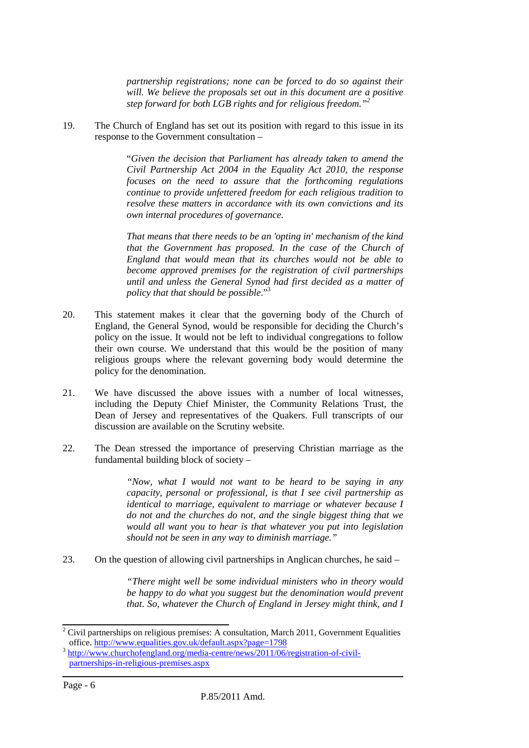> *partnership registrations; none can be forced to do so against their will. We believe the proposals set out in this document are a positive step forward for both LGB rights and for religious freedom."*[2]

19. The Church of England has set out its position with regard to this issue in its response to the Government consultation –

> "*Given the decision that Parliament has already taken to amend the Civil Partnership Act 2004 in the Equality Act 2010, the response focuses on the need to assure that the forthcoming regulations continue to provide unfettered freedom for each religious tradition to resolve these matters in accordance with its own convictions and its own internal procedures of governance.*
>
> *That means that there needs to be an 'opting in' mechanism of the kind that the Government has proposed. In the case of the Church of England that would mean that its churches would not be able to become approved premises for the registration of civil partnerships until and unless the General Synod had first decided as a matter of policy that that should be possible.*"[3]

20. This statement makes it clear that the governing body of the Church of England, the General Synod, would be responsible for deciding the Church's policy on the issue. It would not be left to individual congregations to follow their own course. We understand that this would be the position of many religious groups where the relevant governing body would determine the policy for the denomination.

21. We have discussed the above issues with a number of local witnesses, including the Deputy Chief Minister, the Community Relations Trust, the Dean of Jersey and representatives of the Quakers. Full transcripts of our discussion are available on the Scrutiny website.

22. The Dean stressed the importance of preserving Christian marriage as the fundamental building block of society –

> *"Now, what I would not want to be heard to be saying in any capacity, personal or professional, is that I see civil partnership as identical to marriage, equivalent to marriage or whatever because I do not and the churches do not, and the single biggest thing that we would all want you to hear is that whatever you put into legislation should not be seen in any way to diminish marriage."*

23. On the question of allowing civil partnerships in Anglican churches, he said –

> *"There might well be some individual ministers who in theory would be happy to do what you suggest but the denomination would prevent that. So, whatever the Church of England in Jersey might think, and I*

---

[2] Civil partnerships on religious premises: A consultation, March 2011, Government Equalities office. http://www.equalities.gov.uk/default.aspx?page=1798

[3] http://www.churchofengland.org/media-centre/news/2011/06/registration-of-civil-partnerships-in-religious-premises.aspx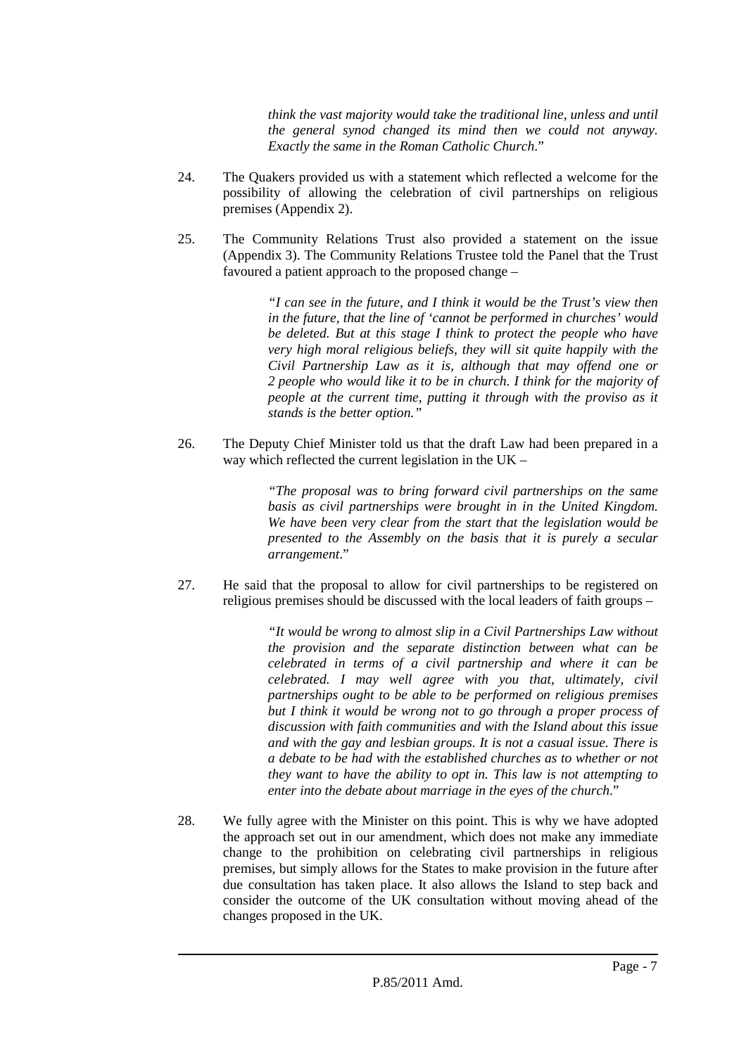*think the vast majority would take the traditional line, unless and until the general synod changed its mind then we could not anyway. Exactly the same in the Roman Catholic Church*."

24. The Quakers provided us with a statement which reflected a welcome for the possibility of allowing the celebration of civil partnerships on religious premises (Appendix 2).

25. The Community Relations Trust also provided a statement on the issue (Appendix 3). The Community Relations Trustee told the Panel that the Trust favoured a patient approach to the proposed change –

> *"I can see in the future, and I think it would be the Trust's view then in the future, that the line of 'cannot be performed in churches' would be deleted. But at this stage I think to protect the people who have very high moral religious beliefs, they will sit quite happily with the Civil Partnership Law as it is, although that may offend one or 2 people who would like it to be in church. I think for the majority of people at the current time, putting it through with the proviso as it stands is the better option."*

26. The Deputy Chief Minister told us that the draft Law had been prepared in a way which reflected the current legislation in the UK –

> *"The proposal was to bring forward civil partnerships on the same basis as civil partnerships were brought in in the United Kingdom. We have been very clear from the start that the legislation would be presented to the Assembly on the basis that it is purely a secular arrangement*."

27. He said that the proposal to allow for civil partnerships to be registered on religious premises should be discussed with the local leaders of faith groups –

> *"It would be wrong to almost slip in a Civil Partnerships Law without the provision and the separate distinction between what can be celebrated in terms of a civil partnership and where it can be celebrated. I may well agree with you that, ultimately, civil partnerships ought to be able to be performed on religious premises but I think it would be wrong not to go through a proper process of discussion with faith communities and with the Island about this issue and with the gay and lesbian groups. It is not a casual issue. There is a debate to be had with the established churches as to whether or not they want to have the ability to opt in. This law is not attempting to enter into the debate about marriage in the eyes of the church*."

28. We fully agree with the Minister on this point. This is why we have adopted the approach set out in our amendment, which does not make any immediate change to the prohibition on celebrating civil partnerships in religious premises, but simply allows for the States to make provision in the future after due consultation has taken place. It also allows the Island to step back and consider the outcome of the UK consultation without moving ahead of the changes proposed in the UK.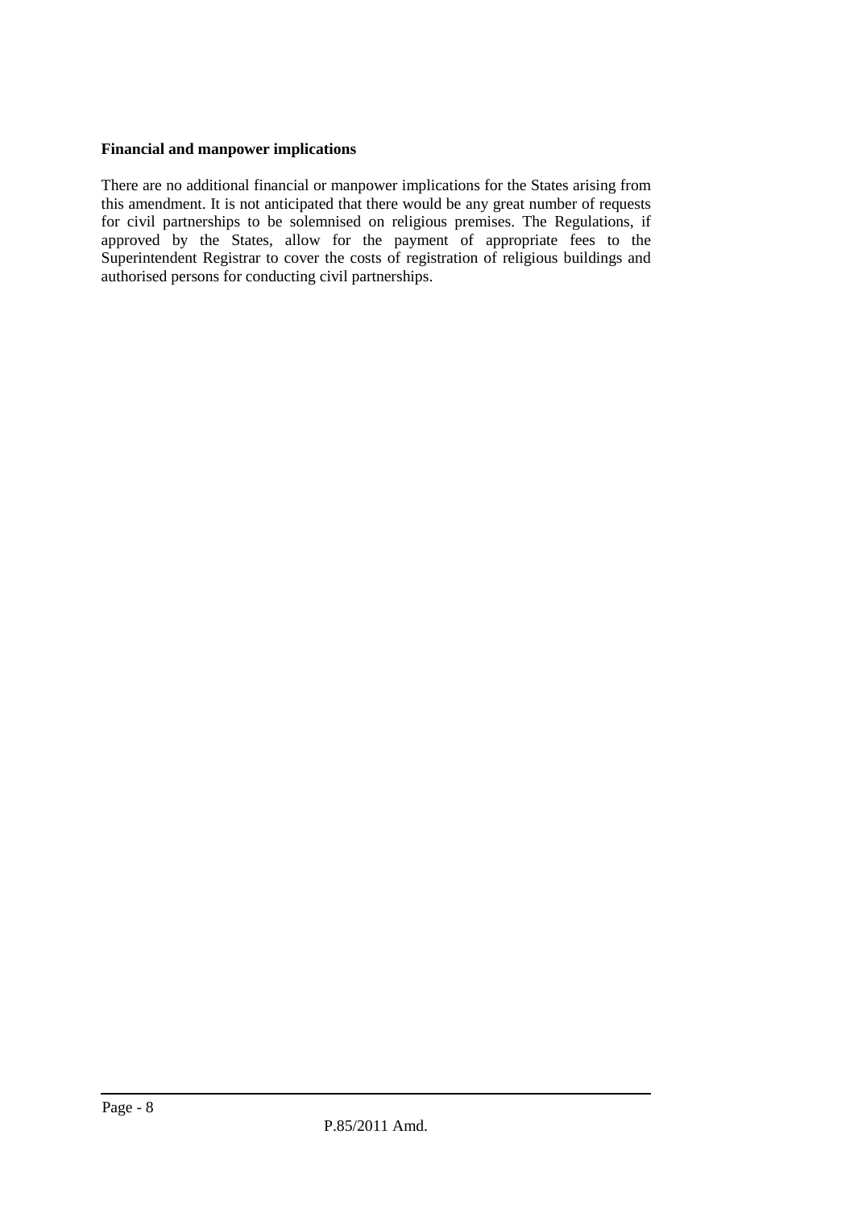**Financial and manpower implications**

There are no additional financial or manpower implications for the States arising from this amendment. It is not anticipated that there would be any great number of requests for civil partnerships to be solemnised on religious premises. The Regulations, if approved by the States, allow for the payment of appropriate fees to the Superintendent Registrar to cover the costs of registration of religious buildings and authorised persons for conducting civil partnerships.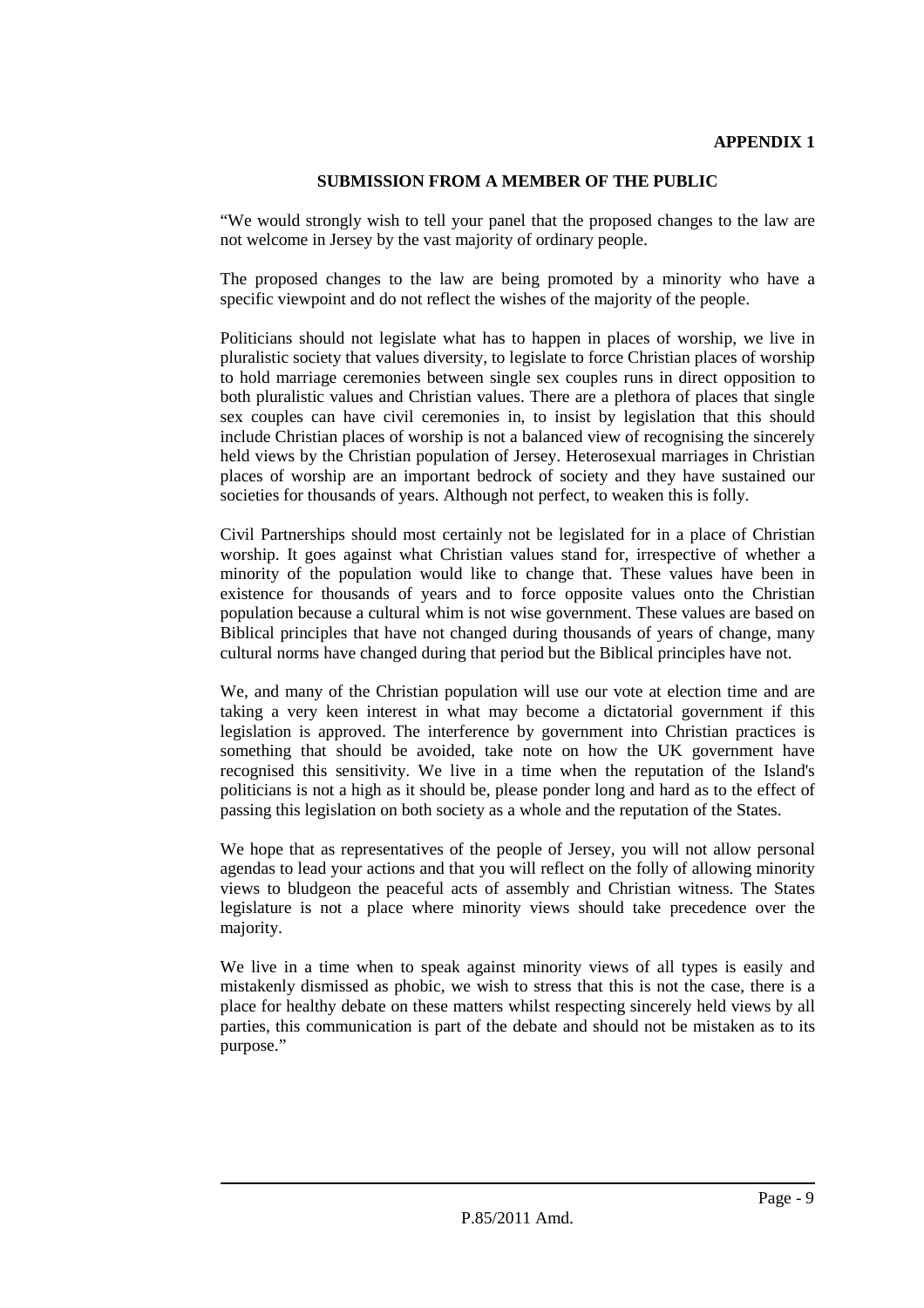**APPENDIX 1**

**SUBMISSION FROM A MEMBER OF THE PUBLIC**

"We would strongly wish to tell your panel that the proposed changes to the law are not welcome in Jersey by the vast majority of ordinary people.

The proposed changes to the law are being promoted by a minority who have a specific viewpoint and do not reflect the wishes of the majority of the people.

Politicians should not legislate what has to happen in places of worship, we live in pluralistic society that values diversity, to legislate to force Christian places of worship to hold marriage ceremonies between single sex couples runs in direct opposition to both pluralistic values and Christian values. There are a plethora of places that single sex couples can have civil ceremonies in, to insist by legislation that this should include Christian places of worship is not a balanced view of recognising the sincerely held views by the Christian population of Jersey. Heterosexual marriages in Christian places of worship are an important bedrock of society and they have sustained our societies for thousands of years. Although not perfect, to weaken this is folly.

Civil Partnerships should most certainly not be legislated for in a place of Christian worship. It goes against what Christian values stand for, irrespective of whether a minority of the population would like to change that. These values have been in existence for thousands of years and to force opposite values onto the Christian population because a cultural whim is not wise government. These values are based on Biblical principles that have not changed during thousands of years of change, many cultural norms have changed during that period but the Biblical principles have not.

We, and many of the Christian population will use our vote at election time and are taking a very keen interest in what may become a dictatorial government if this legislation is approved. The interference by government into Christian practices is something that should be avoided, take note on how the UK government have recognised this sensitivity. We live in a time when the reputation of the Island's politicians is not a high as it should be, please ponder long and hard as to the effect of passing this legislation on both society as a whole and the reputation of the States.

We hope that as representatives of the people of Jersey, you will not allow personal agendas to lead your actions and that you will reflect on the folly of allowing minority views to bludgeon the peaceful acts of assembly and Christian witness. The States legislature is not a place where minority views should take precedence over the majority.

We live in a time when to speak against minority views of all types is easily and mistakenly dismissed as phobic, we wish to stress that this is not the case, there is a place for healthy debate on these matters whilst respecting sincerely held views by all parties, this communication is part of the debate and should not be mistaken as to its purpose."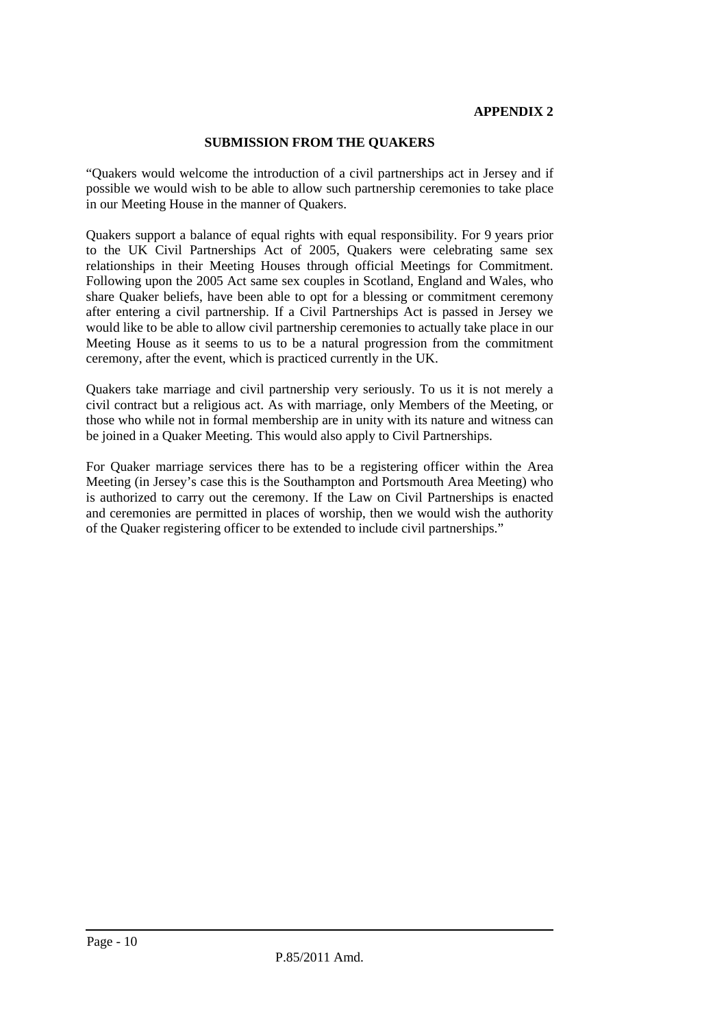**APPENDIX 2**

**SUBMISSION FROM THE QUAKERS**

"Quakers would welcome the introduction of a civil partnerships act in Jersey and if possible we would wish to be able to allow such partnership ceremonies to take place in our Meeting House in the manner of Quakers.

Quakers support a balance of equal rights with equal responsibility. For 9 years prior to the UK Civil Partnerships Act of 2005, Quakers were celebrating same sex relationships in their Meeting Houses through official Meetings for Commitment. Following upon the 2005 Act same sex couples in Scotland, England and Wales, who share Quaker beliefs, have been able to opt for a blessing or commitment ceremony after entering a civil partnership. If a Civil Partnerships Act is passed in Jersey we would like to be able to allow civil partnership ceremonies to actually take place in our Meeting House as it seems to us to be a natural progression from the commitment ceremony, after the event, which is practiced currently in the UK.

Quakers take marriage and civil partnership very seriously. To us it is not merely a civil contract but a religious act. As with marriage, only Members of the Meeting, or those who while not in formal membership are in unity with its nature and witness can be joined in a Quaker Meeting. This would also apply to Civil Partnerships.

For Quaker marriage services there has to be a registering officer within the Area Meeting (in Jersey's case this is the Southampton and Portsmouth Area Meeting) who is authorized to carry out the ceremony. If the Law on Civil Partnerships is enacted and ceremonies are permitted in places of worship, then we would wish the authority of the Quaker registering officer to be extended to include civil partnerships."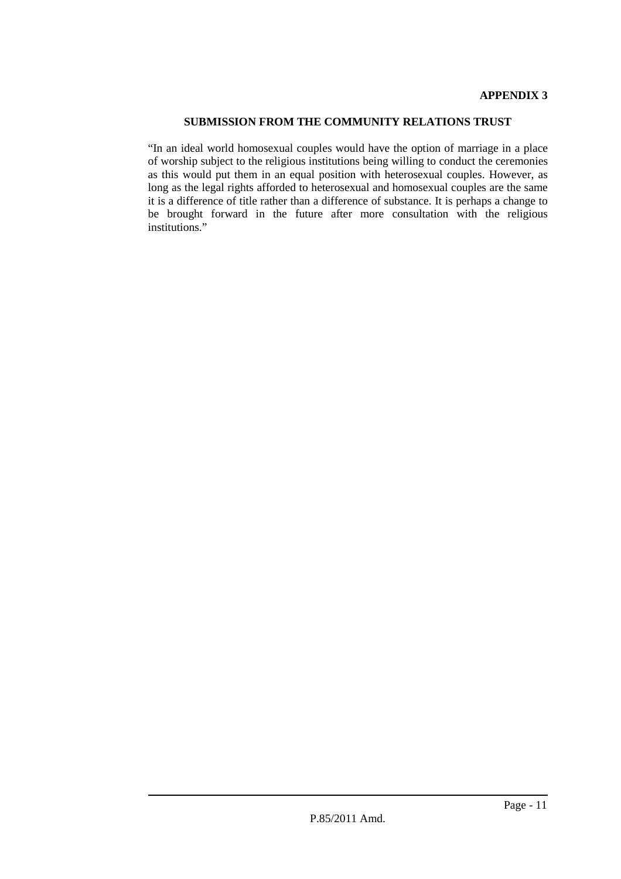**APPENDIX 3**

## SUBMISSION FROM THE COMMUNITY RELATIONS TRUST

"In an ideal world homosexual couples would have the option of marriage in a place of worship subject to the religious institutions being willing to conduct the ceremonies as this would put them in an equal position with heterosexual couples. However, as long as the legal rights afforded to heterosexual and homosexual couples are the same it is a difference of title rather than a difference of substance. It is perhaps a change to be brought forward in the future after more consultation with the religious institutions."